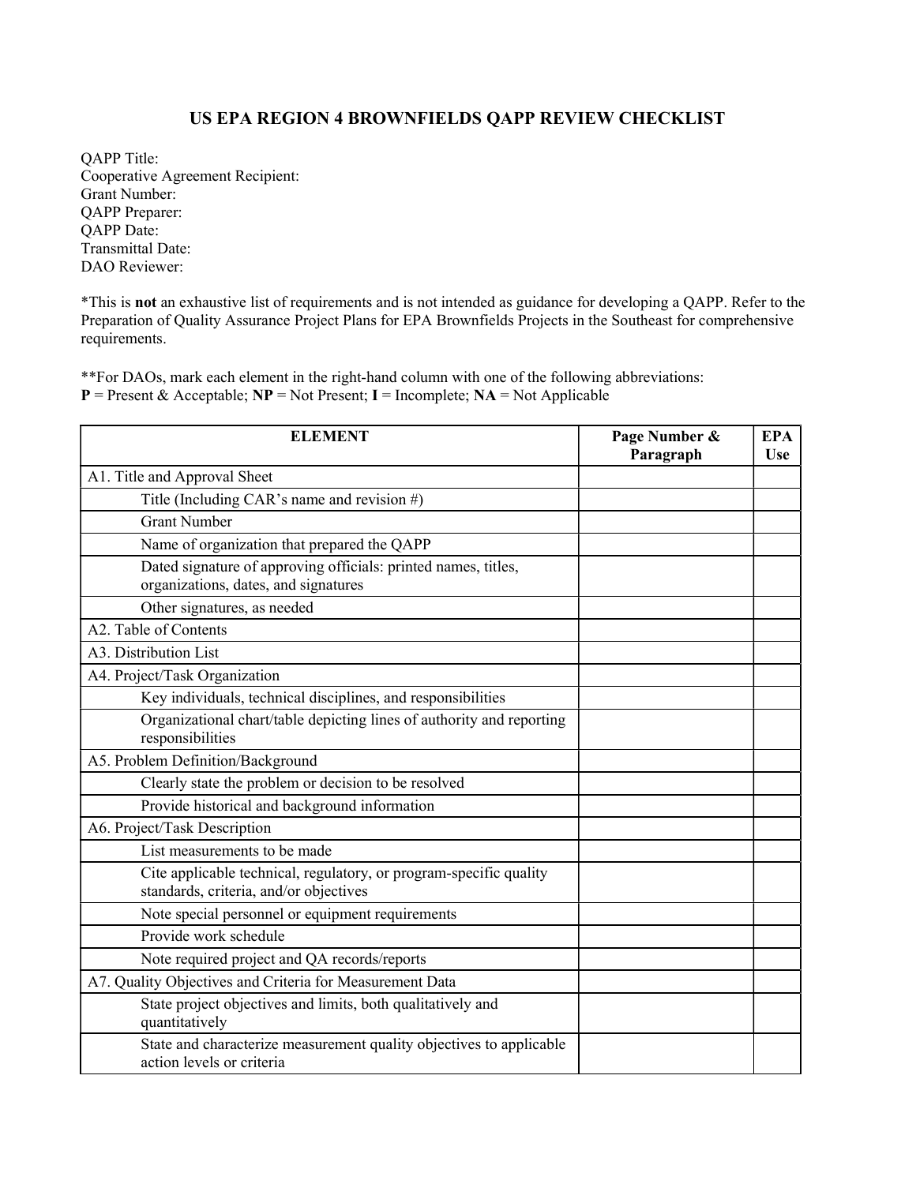# US EPA REGION 4 BROWNFIELDS QAPP REVIEW CHECKLIST

QAPP Title:
Cooperative Agreement Recipient:
Grant Number:
QAPP Preparer:
QAPP Date:
Transmittal Date:
DAO Reviewer:

*This is **not** an exhaustive list of requirements and is not intended as guidance for developing a QAPP. Refer to the Preparation of Quality Assurance Project Plans for EPA Brownfields Projects in the Southeast for comprehensive requirements.

**For DAOs, mark each element in the right-hand column with one of the following abbreviations:
**P** = Present & Acceptable; **NP** = Not Present; **I** = Incomplete; **NA** = Not Applicable

| ELEMENT | Page Number & Paragraph | EPA Use |
|---|---|---|
| A1. Title and Approval Sheet | | |
| Title (Including CAR's name and revision #) | | |
| Grant Number | | |
| Name of organization that prepared the QAPP | | |
| Dated signature of approving officials: printed names, titles, organizations, dates, and signatures | | |
| Other signatures, as needed | | |
| A2. Table of Contents | | |
| A3. Distribution List | | |
| A4. Project/Task Organization | | |
| Key individuals, technical disciplines, and responsibilities | | |
| Organizational chart/table depicting lines of authority and reporting responsibilities | | |
| A5. Problem Definition/Background | | |
| Clearly state the problem or decision to be resolved | | |
| Provide historical and background information | | |
| A6. Project/Task Description | | |
| List measurements to be made | | |
| Cite applicable technical, regulatory, or program-specific quality standards, criteria, and/or objectives | | |
| Note special personnel or equipment requirements | | |
| Provide work schedule | | |
| Note required project and QA records/reports | | |
| A7. Quality Objectives and Criteria for Measurement Data | | |
| State project objectives and limits, both qualitatively and quantitatively | | |
| State and characterize measurement quality objectives to applicable action levels or criteria | | |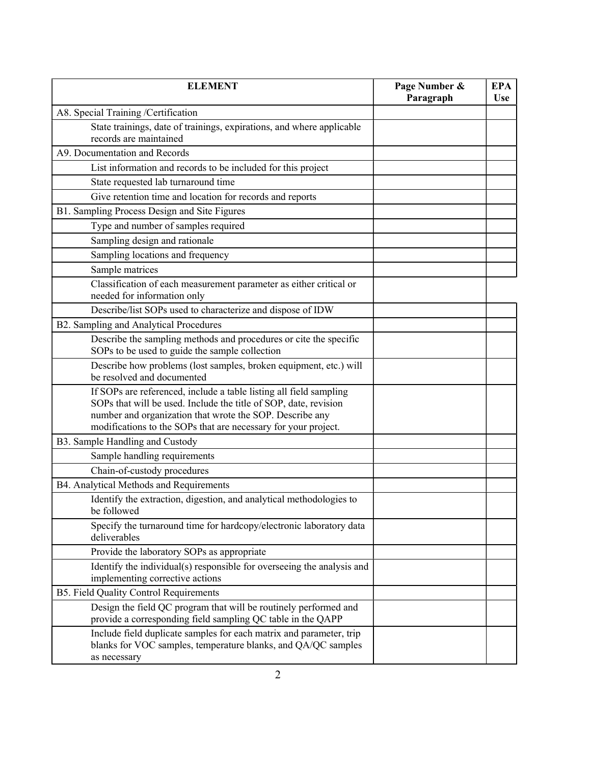| ELEMENT | Page Number & Paragraph | EPA Use |
|---|---|---|
| A8. Special Training /Certification | | |
| State trainings, date of trainings, expirations, and where applicable records are maintained | | |
| A9. Documentation and Records | | |
| List information and records to be included for this project | | |
| State requested lab turnaround time | | |
| Give retention time and location for records and reports | | |
| B1. Sampling Process Design and Site Figures | | |
| Type and number of samples required | | |
| Sampling design and rationale | | |
| Sampling locations and frequency | | |
| Sample matrices | | |
| Classification of each measurement parameter as either critical or needed for information only | | |
| Describe/list SOPs used to characterize and dispose of IDW | | |
| B2. Sampling and Analytical Procedures | | |
| Describe the sampling methods and procedures or cite the specific SOPs to be used to guide the sample collection | | |
| Describe how problems (lost samples, broken equipment, etc.) will be resolved and documented | | |
| If SOPs are referenced, include a table listing all field sampling SOPs that will be used. Include the title of SOP, date, revision number and organization that wrote the SOP. Describe any modifications to the SOPs that are necessary for your project. | | |
| B3. Sample Handling and Custody | | |
| Sample handling requirements | | |
| Chain-of-custody procedures | | |
| B4. Analytical Methods and Requirements | | |
| Identify the extraction, digestion, and analytical methodologies to be followed | | |
| Specify the turnaround time for hardcopy/electronic laboratory data deliverables | | |
| Provide the laboratory SOPs as appropriate | | |
| Identify the individual(s) responsible for overseeing the analysis and implementing corrective actions | | |
| B5. Field Quality Control Requirements | | |
| Design the field QC program that will be routinely performed and provide a corresponding field sampling QC table in the QAPP | | |
| Include field duplicate samples for each matrix and parameter, trip blanks for VOC samples, temperature blanks, and QA/QC samples as necessary | | |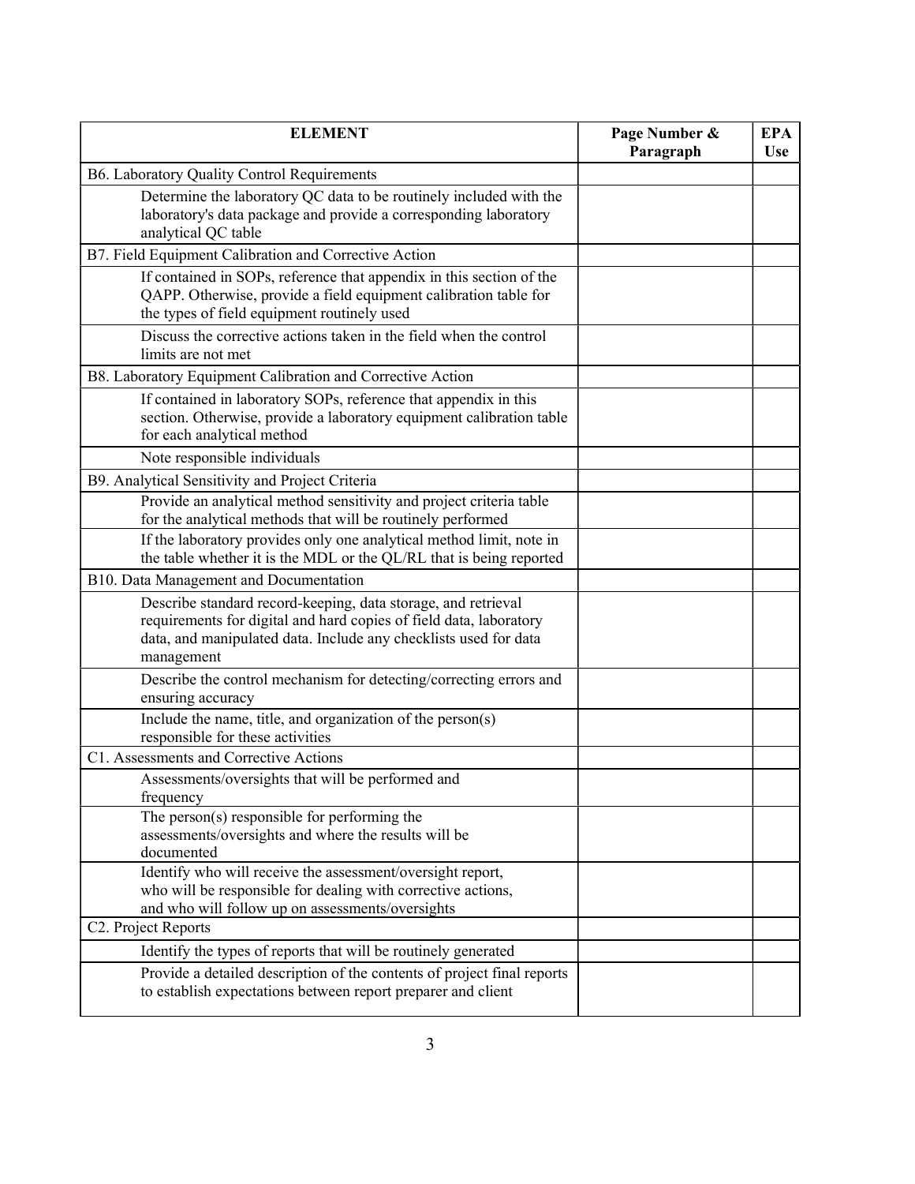| ELEMENT | Page Number & Paragraph | EPA Use |
|---|---|---|
| B6. Laboratory Quality Control Requirements | | |
| Determine the laboratory QC data to be routinely included with the laboratory's data package and provide a corresponding laboratory analytical QC table | | |
| B7. Field Equipment Calibration and Corrective Action | | |
| If contained in SOPs, reference that appendix in this section of the QAPP. Otherwise, provide a field equipment calibration table for the types of field equipment routinely used | | |
| Discuss the corrective actions taken in the field when the control limits are not met | | |
| B8. Laboratory Equipment Calibration and Corrective Action | | |
| If contained in laboratory SOPs, reference that appendix in this section. Otherwise, provide a laboratory equipment calibration table for each analytical method | | |
| Note responsible individuals | | |
| B9. Analytical Sensitivity and Project Criteria | | |
| Provide an analytical method sensitivity and project criteria table for the analytical methods that will be routinely performed | | |
| If the laboratory provides only one analytical method limit, note in the table whether it is the MDL or the QL/RL that is being reported | | |
| B10. Data Management and Documentation | | |
| Describe standard record-keeping, data storage, and retrieval requirements for digital and hard copies of field data, laboratory data, and manipulated data. Include any checklists used for data management | | |
| Describe the control mechanism for detecting/correcting errors and ensuring accuracy | | |
| Include the name, title, and organization of the person(s) responsible for these activities | | |
| C1. Assessments and Corrective Actions | | |
| Assessments/oversights that will be performed and frequency | | |
| The person(s) responsible for performing the assessments/oversights and where the results will be documented | | |
| Identify who will receive the assessment/oversight report, who will be responsible for dealing with corrective actions, and who will follow up on assessments/oversights | | |
| C2. Project Reports | | |
| Identify the types of reports that will be routinely generated | | |
| Provide a detailed description of the contents of project final reports to establish expectations between report preparer and client | | |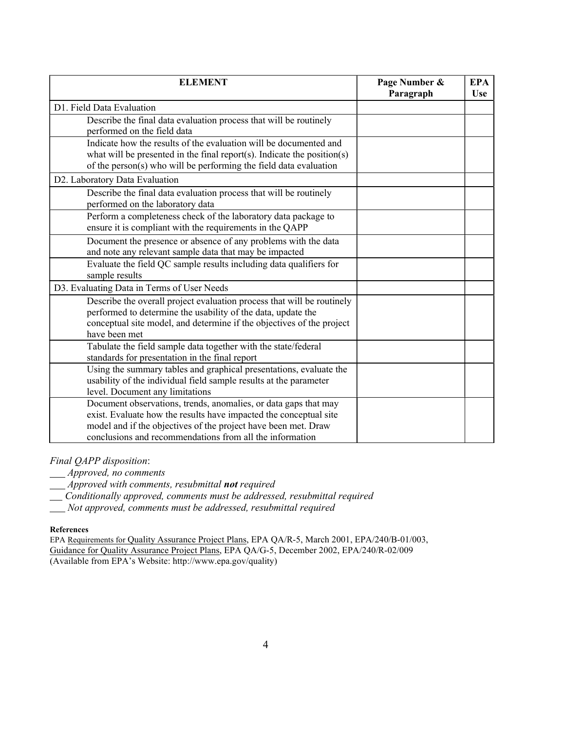| ELEMENT | Page Number & Paragraph | EPA Use |
|---|---|---|
| D1. Field Data Evaluation | | |
| Describe the final data evaluation process that will be routinely performed on the field data | | |
| Indicate how the results of the evaluation will be documented and what will be presented in the final report(s). Indicate the position(s) of the person(s) who will be performing the field data evaluation | | |
| D2. Laboratory Data Evaluation | | |
| Describe the final data evaluation process that will be routinely performed on the laboratory data | | |
| Perform a completeness check of the laboratory data package to ensure it is compliant with the requirements in the QAPP | | |
| Document the presence or absence of any problems with the data and note any relevant sample data that may be impacted | | |
| Evaluate the field QC sample results including data qualifiers for sample results | | |
| D3. Evaluating Data in Terms of User Needs | | |
| Describe the overall project evaluation process that will be routinely performed to determine the usability of the data, update the conceptual site model, and determine if the objectives of the project have been met | | |
| Tabulate the field sample data together with the state/federal standards for presentation in the final report | | |
| Using the summary tables and graphical presentations, evaluate the usability of the individual field sample results at the parameter level. Document any limitations | | |
| Document observations, trends, anomalies, or data gaps that may exist. Evaluate how the results have impacted the conceptual site model and if the objectives of the project have been met. Draw conclusions and recommendations from all the information | | |

*Final QAPP disposition*:

___ *Approved, no comments*

___ *Approved with comments, resubmittal **not** required*

___ *Conditionally approved, comments must be addressed, resubmittal required*

___ *Not approved, comments must be addressed, resubmittal required*

**References**

EPA Requirements for Quality Assurance Project Plans, EPA QA/R-5, March 2001, EPA/240/B-01/003,
Guidance for Quality Assurance Project Plans, EPA QA/G-5, December 2002, EPA/240/R-02/009
(Available from EPA's Website: http://www.epa.gov/quality)